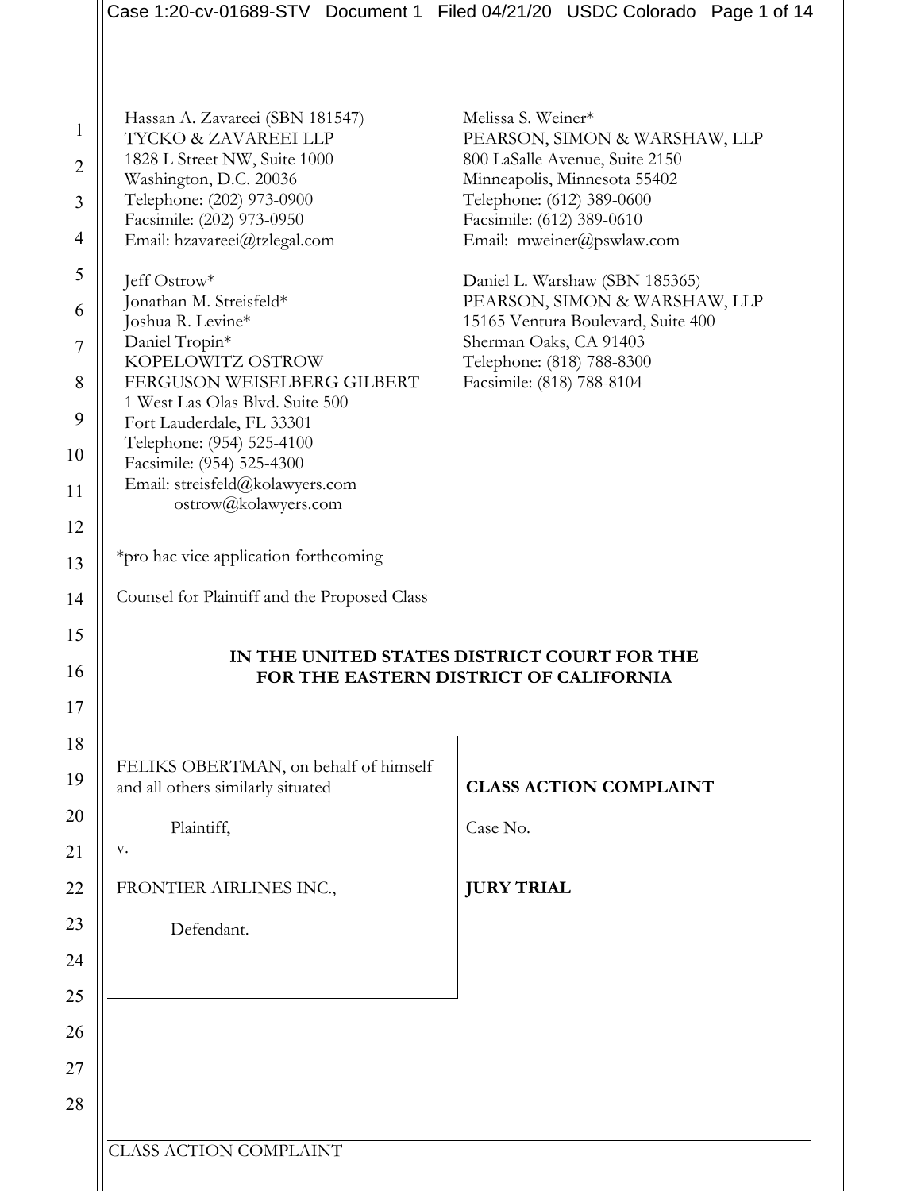Hassan A. Zavareei (SBN 181547)
TYCKO & ZAVAREEI LLP
1828 L Street NW, Suite 1000
Washington, D.C. 20036
Telephone: (202) 973-0900
Facsimile: (202) 973-0950
Email: hzavareei@tzlegal.com

Jeff Ostrow*
Jonathan M. Streisfeld*
Joshua R. Levine*
Daniel Tropin*
KOPELOWITZ OSTROW
FERGUSON WEISELBERG GILBERT
1 West Las Olas Blvd. Suite 500
Fort Lauderdale, FL 33301
Telephone: (954) 525-4100
Facsimile: (954) 525-4300
Email: streisfeld@kolawyers.com
ostrow@kolawyers.com

Melissa S. Weiner*
PEARSON, SIMON & WARSHAW, LLP
800 LaSalle Avenue, Suite 2150
Minneapolis, Minnesota 55402
Telephone: (612) 389-0600
Facsimile: (612) 389-0610
Email: mweiner@pswlaw.com

Daniel L. Warshaw (SBN 185365)
PEARSON, SIMON & WARSHAW, LLP
15165 Ventura Boulevard, Suite 400
Sherman Oaks, CA 91403
Telephone: (818) 788-8300
Facsimile: (818) 788-8104

*pro hac vice application forthcoming

Counsel for Plaintiff and the Proposed Class

**IN THE UNITED STATES DISTRICT COURT FOR THE FOR THE EASTERN DISTRICT OF CALIFORNIA**

FELIKS OBERTMAN, on behalf of himself and all others similarly situated

Plaintiff,

v.

FRONTIER AIRLINES INC.,

Defendant.

**CLASS ACTION COMPLAINT**

Case No.

**JURY TRIAL**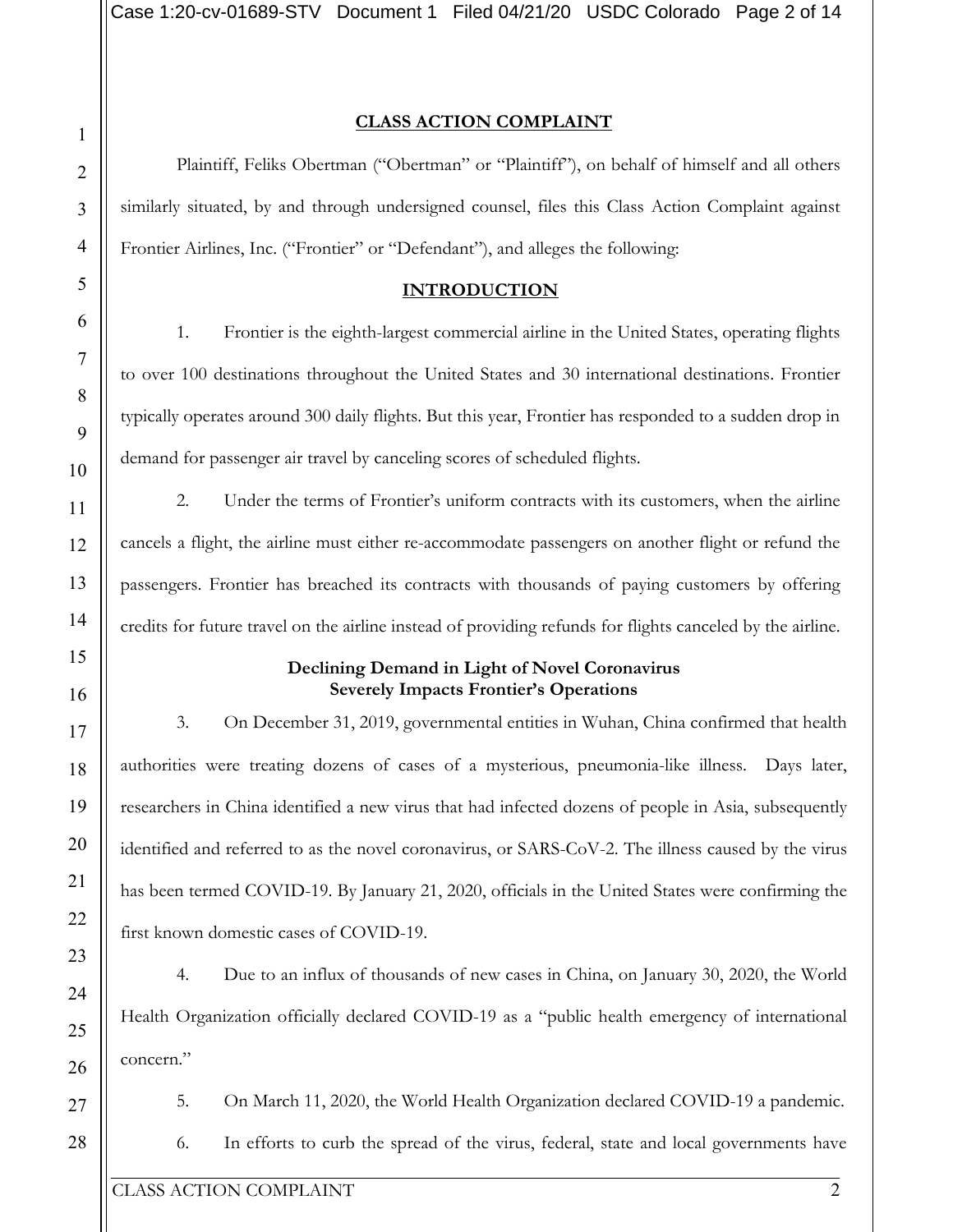## CLASS ACTION COMPLAINT

Plaintiff, Feliks Obertman ("Obertman" or "Plaintiff"), on behalf of himself and all others similarly situated, by and through undersigned counsel, files this Class Action Complaint against Frontier Airlines, Inc. ("Frontier" or "Defendant"), and alleges the following:

## INTRODUCTION

1. Frontier is the eighth-largest commercial airline in the United States, operating flights to over 100 destinations throughout the United States and 30 international destinations. Frontier typically operates around 300 daily flights. But this year, Frontier has responded to a sudden drop in demand for passenger air travel by canceling scores of scheduled flights.

2. Under the terms of Frontier's uniform contracts with its customers, when the airline cancels a flight, the airline must either re-accommodate passengers on another flight or refund the passengers. Frontier has breached its contracts with thousands of paying customers by offering credits for future travel on the airline instead of providing refunds for flights canceled by the airline.

### Declining Demand in Light of Novel Coronavirus Severely Impacts Frontier's Operations

3. On December 31, 2019, governmental entities in Wuhan, China confirmed that health authorities were treating dozens of cases of a mysterious, pneumonia-like illness. Days later, researchers in China identified a new virus that had infected dozens of people in Asia, subsequently identified and referred to as the novel coronavirus, or SARS-CoV-2. The illness caused by the virus has been termed COVID-19. By January 21, 2020, officials in the United States were confirming the first known domestic cases of COVID-19.

4. Due to an influx of thousands of new cases in China, on January 30, 2020, the World Health Organization officially declared COVID-19 as a "public health emergency of international concern."

5. On March 11, 2020, the World Health Organization declared COVID-19 a pandemic.

6. In efforts to curb the spread of the virus, federal, state and local governments have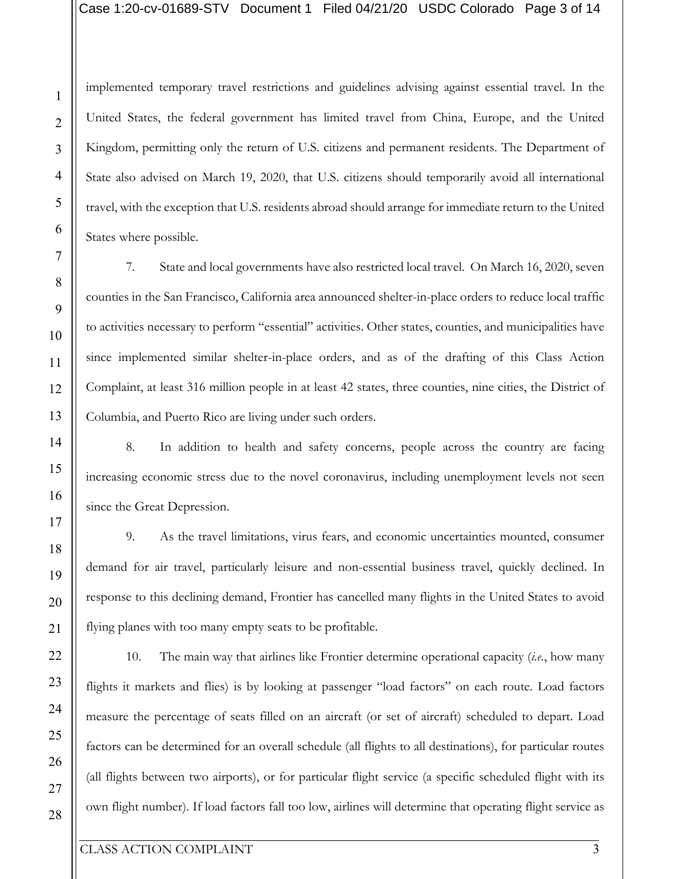implemented temporary travel restrictions and guidelines advising against essential travel. In the United States, the federal government has limited travel from China, Europe, and the United Kingdom, permitting only the return of U.S. citizens and permanent residents. The Department of State also advised on March 19, 2020, that U.S. citizens should temporarily avoid all international travel, with the exception that U.S. residents abroad should arrange for immediate return to the United States where possible.

7. State and local governments have also restricted local travel. On March 16, 2020, seven counties in the San Francisco, California area announced shelter-in-place orders to reduce local traffic to activities necessary to perform "essential" activities. Other states, counties, and municipalities have since implemented similar shelter-in-place orders, and as of the drafting of this Class Action Complaint, at least 316 million people in at least 42 states, three counties, nine cities, the District of Columbia, and Puerto Rico are living under such orders.

8. In addition to health and safety concerns, people across the country are facing increasing economic stress due to the novel coronavirus, including unemployment levels not seen since the Great Depression.

9. As the travel limitations, virus fears, and economic uncertainties mounted, consumer demand for air travel, particularly leisure and non-essential business travel, quickly declined. In response to this declining demand, Frontier has cancelled many flights in the United States to avoid flying planes with too many empty seats to be profitable.

10. The main way that airlines like Frontier determine operational capacity (*i.e.*, how many flights it markets and flies) is by looking at passenger "load factors" on each route. Load factors measure the percentage of seats filled on an aircraft (or set of aircraft) scheduled to depart. Load factors can be determined for an overall schedule (all flights to all destinations), for particular routes (all flights between two airports), or for particular flight service (a specific scheduled flight with its own flight number). If load factors fall too low, airlines will determine that operating flight service as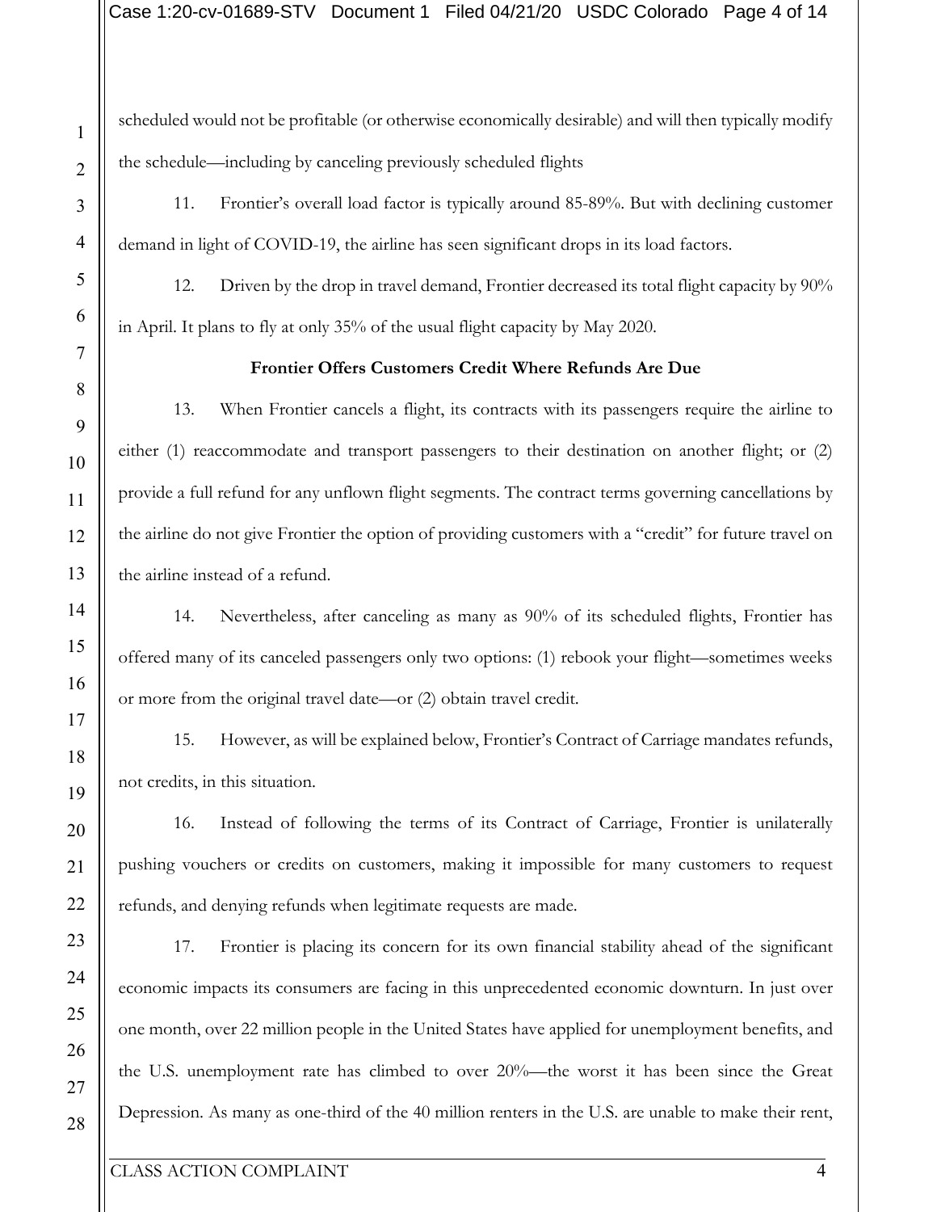scheduled would not be profitable (or otherwise economically desirable) and will then typically modify the schedule—including by canceling previously scheduled flights

11. Frontier's overall load factor is typically around 85-89%. But with declining customer demand in light of COVID-19, the airline has seen significant drops in its load factors.

12. Driven by the drop in travel demand, Frontier decreased its total flight capacity by 90% in April. It plans to fly at only 35% of the usual flight capacity by May 2020.

**Frontier Offers Customers Credit Where Refunds Are Due**

13. When Frontier cancels a flight, its contracts with its passengers require the airline to either (1) reaccommodate and transport passengers to their destination on another flight; or (2) provide a full refund for any unflown flight segments. The contract terms governing cancellations by the airline do not give Frontier the option of providing customers with a "credit" for future travel on the airline instead of a refund.

14. Nevertheless, after canceling as many as 90% of its scheduled flights, Frontier has offered many of its canceled passengers only two options: (1) rebook your flight—sometimes weeks or more from the original travel date—or (2) obtain travel credit.

15. However, as will be explained below, Frontier's Contract of Carriage mandates refunds, not credits, in this situation.

16. Instead of following the terms of its Contract of Carriage, Frontier is unilaterally pushing vouchers or credits on customers, making it impossible for many customers to request refunds, and denying refunds when legitimate requests are made.

17. Frontier is placing its concern for its own financial stability ahead of the significant economic impacts its consumers are facing in this unprecedented economic downturn. In just over one month, over 22 million people in the United States have applied for unemployment benefits, and the U.S. unemployment rate has climbed to over 20%—the worst it has been since the Great Depression. As many as one-third of the 40 million renters in the U.S. are unable to make their rent,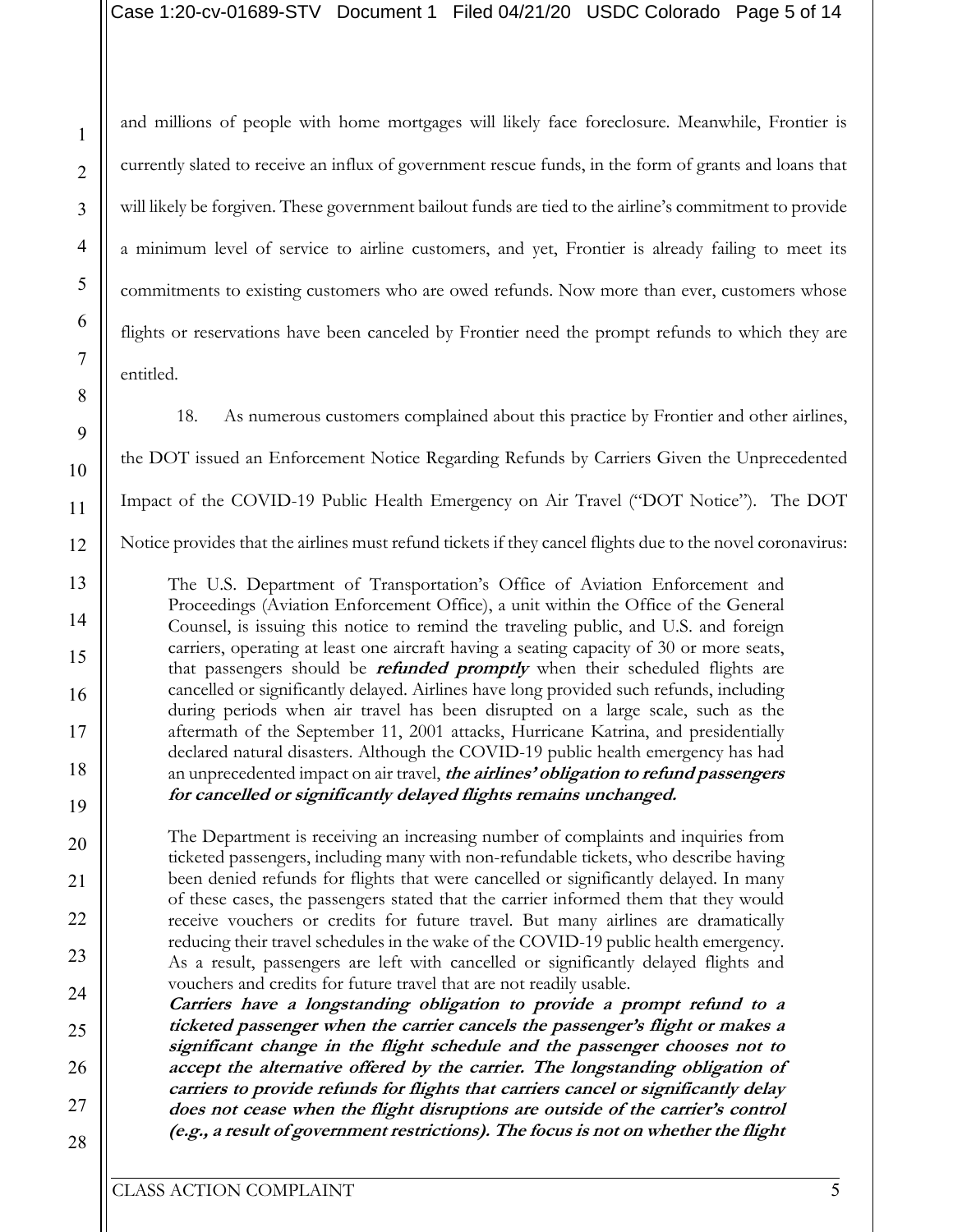and millions of people with home mortgages will likely face foreclosure. Meanwhile, Frontier is currently slated to receive an influx of government rescue funds, in the form of grants and loans that will likely be forgiven. These government bailout funds are tied to the airline's commitment to provide a minimum level of service to airline customers, and yet, Frontier is already failing to meet its commitments to existing customers who are owed refunds. Now more than ever, customers whose flights or reservations have been canceled by Frontier need the prompt refunds to which they are entitled.

18. As numerous customers complained about this practice by Frontier and other airlines, the DOT issued an Enforcement Notice Regarding Refunds by Carriers Given the Unprecedented Impact of the COVID-19 Public Health Emergency on Air Travel ("DOT Notice"). The DOT Notice provides that the airlines must refund tickets if they cancel flights due to the novel coronavirus:

> The U.S. Department of Transportation's Office of Aviation Enforcement and Proceedings (Aviation Enforcement Office), a unit within the Office of the General Counsel, is issuing this notice to remind the traveling public, and U.S. and foreign carriers, operating at least one aircraft having a seating capacity of 30 or more seats, that passengers should be ***refunded promptly*** when their scheduled flights are cancelled or significantly delayed. Airlines have long provided such refunds, including during periods when air travel has been disrupted on a large scale, such as the aftermath of the September 11, 2001 attacks, Hurricane Katrina, and presidentially declared natural disasters. Although the COVID-19 public health emergency has had an unprecedented impact on air travel, ***the airlines' obligation to refund passengers for cancelled or significantly delayed flights remains unchanged.***
>
> The Department is receiving an increasing number of complaints and inquiries from ticketed passengers, including many with non-refundable tickets, who describe having been denied refunds for flights that were cancelled or significantly delayed. In many of these cases, the passengers stated that the carrier informed them that they would receive vouchers or credits for future travel. But many airlines are dramatically reducing their travel schedules in the wake of the COVID-19 public health emergency. As a result, passengers are left with cancelled or significantly delayed flights and vouchers and credits for future travel that are not readily usable.
>
> ***Carriers have a longstanding obligation to provide a prompt refund to a ticketed passenger when the carrier cancels the passenger's flight or makes a significant change in the flight schedule and the passenger chooses not to accept the alternative offered by the carrier. The longstanding obligation of carriers to provide refunds for flights that carriers cancel or significantly delay does not cease when the flight disruptions are outside of the carrier's control (e.g., a result of government restrictions). The focus is not on whether the flight***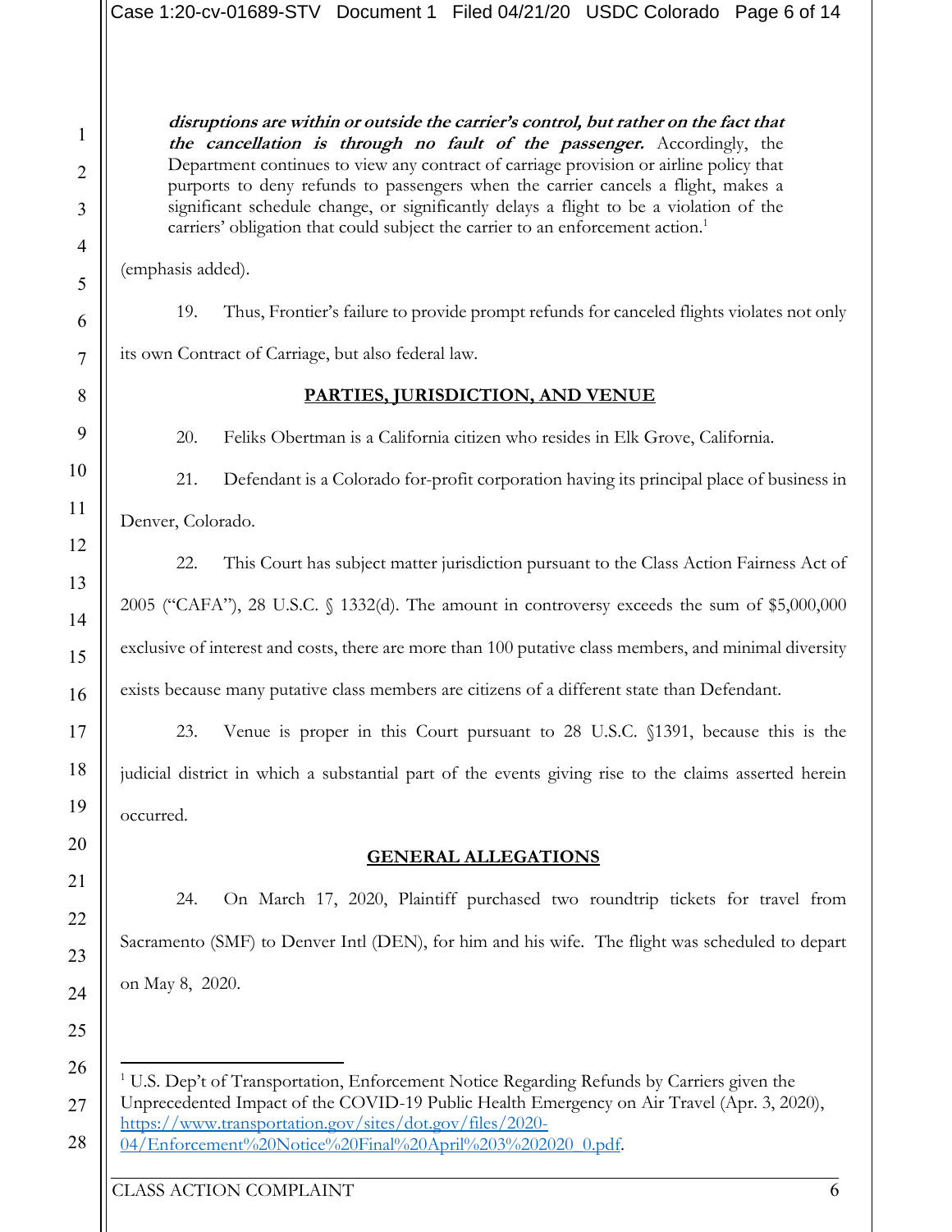> ***disruptions are within or outside the carrier's control, but rather on the fact that the cancellation is through no fault of the passenger.*** Accordingly, the Department continues to view any contract of carriage provision or airline policy that purports to deny refunds to passengers when the carrier cancels a flight, makes a significant schedule change, or significantly delays a flight to be a violation of the carriers' obligation that could subject the carrier to an enforcement action.[1]

(emphasis added).

19. Thus, Frontier's failure to provide prompt refunds for canceled flights violates not only its own Contract of Carriage, but also federal law.

## PARTIES, JURISDICTION, AND VENUE

20. Feliks Obertman is a California citizen who resides in Elk Grove, California.

21. Defendant is a Colorado for-profit corporation having its principal place of business in Denver, Colorado.

22. This Court has subject matter jurisdiction pursuant to the Class Action Fairness Act of 2005 ("CAFA"), 28 U.S.C. § 1332(d). The amount in controversy exceeds the sum of $5,000,000 exclusive of interest and costs, there are more than 100 putative class members, and minimal diversity exists because many putative class members are citizens of a different state than Defendant.

23. Venue is proper in this Court pursuant to 28 U.S.C. §1391, because this is the judicial district in which a substantial part of the events giving rise to the claims asserted herein occurred.

## GENERAL ALLEGATIONS

24. On March 17, 2020, Plaintiff purchased two roundtrip tickets for travel from Sacramento (SMF) to Denver Intl (DEN), for him and his wife. The flight was scheduled to depart on May 8, 2020.

---

[1] U.S. Dep't of Transportation, Enforcement Notice Regarding Refunds by Carriers given the Unprecedented Impact of the COVID-19 Public Health Emergency on Air Travel (Apr. 3, 2020), https://www.transportation.gov/sites/dot.gov/files/2020-04/Enforcement%20Notice%20Final%20April%203%202020_0.pdf.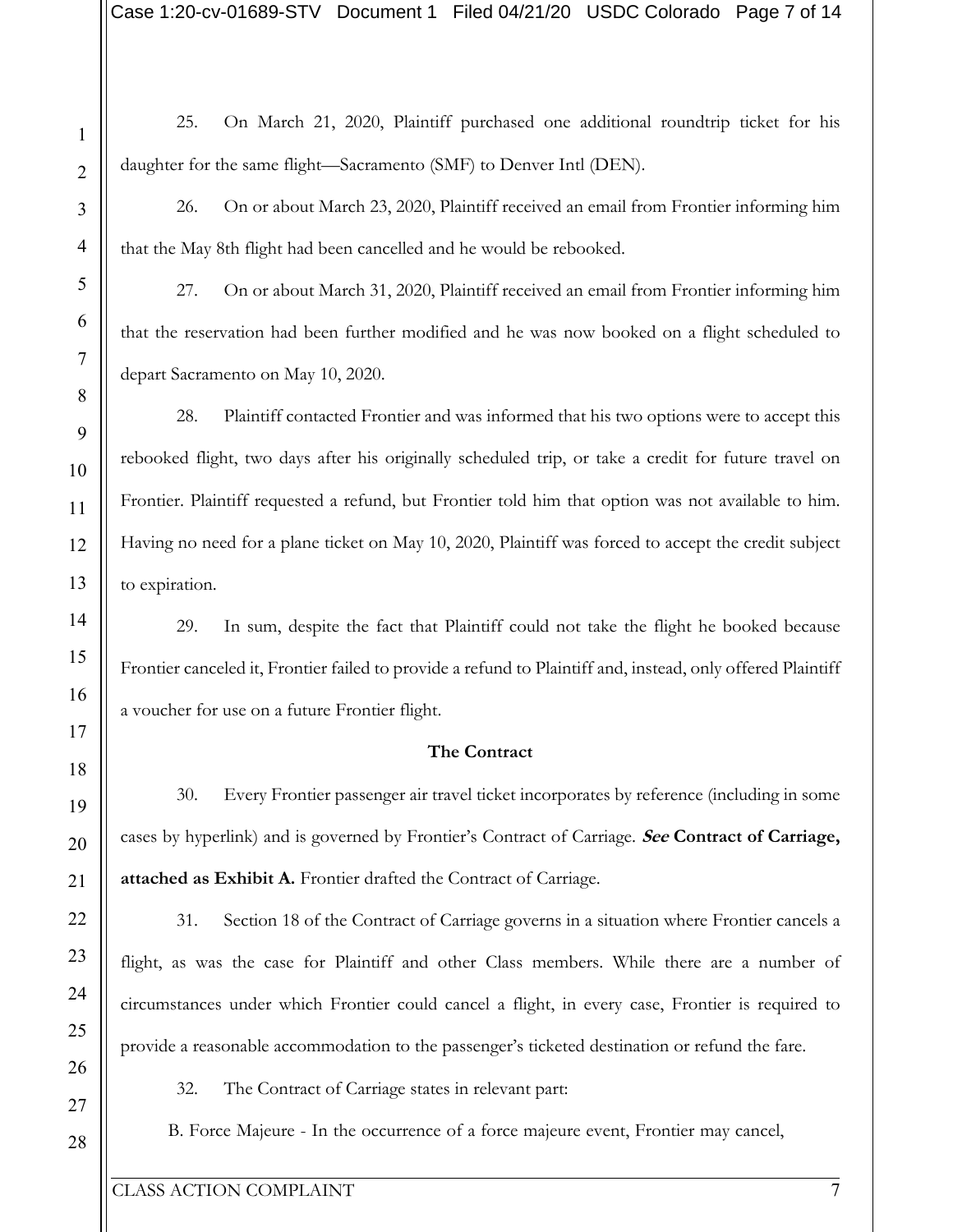25. On March 21, 2020, Plaintiff purchased one additional roundtrip ticket for his daughter for the same flight—Sacramento (SMF) to Denver Intl (DEN).

26. On or about March 23, 2020, Plaintiff received an email from Frontier informing him that the May 8th flight had been cancelled and he would be rebooked.

27. On or about March 31, 2020, Plaintiff received an email from Frontier informing him that the reservation had been further modified and he was now booked on a flight scheduled to depart Sacramento on May 10, 2020.

28. Plaintiff contacted Frontier and was informed that his two options were to accept this rebooked flight, two days after his originally scheduled trip, or take a credit for future travel on Frontier. Plaintiff requested a refund, but Frontier told him that option was not available to him. Having no need for a plane ticket on May 10, 2020, Plaintiff was forced to accept the credit subject to expiration.

29. In sum, despite the fact that Plaintiff could not take the flight he booked because Frontier canceled it, Frontier failed to provide a refund to Plaintiff and, instead, only offered Plaintiff a voucher for use on a future Frontier flight.

**The Contract**

30. Every Frontier passenger air travel ticket incorporates by reference (including in some cases by hyperlink) and is governed by Frontier's Contract of Carriage. ***See* Contract of Carriage, attached as Exhibit A.** Frontier drafted the Contract of Carriage.

31. Section 18 of the Contract of Carriage governs in a situation where Frontier cancels a flight, as was the case for Plaintiff and other Class members. While there are a number of circumstances under which Frontier could cancel a flight, in every case, Frontier is required to provide a reasonable accommodation to the passenger's ticketed destination or refund the fare.

32. The Contract of Carriage states in relevant part:

B. Force Majeure - In the occurrence of a force majeure event, Frontier may cancel,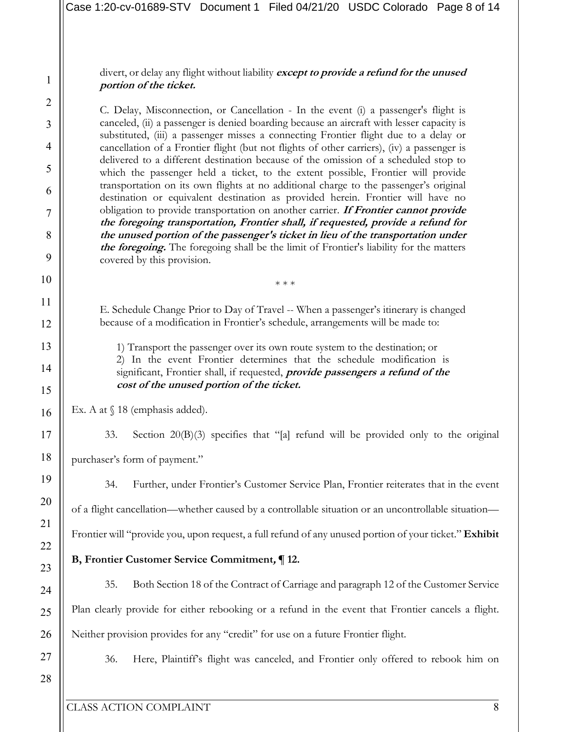divert, or delay any flight without liability ***except to provide a refund for the unused portion of the ticket.***

> C. Delay, Misconnection, or Cancellation - In the event (i) a passenger's flight is canceled, (ii) a passenger is denied boarding because an aircraft with lesser capacity is substituted, (iii) a passenger misses a connecting Frontier flight due to a delay or cancellation of a Frontier flight (but not flights of other carriers), (iv) a passenger is delivered to a different destination because of the omission of a scheduled stop to which the passenger held a ticket, to the extent possible, Frontier will provide transportation on its own flights at no additional charge to the passenger's original destination or equivalent destination as provided herein. Frontier will have no obligation to provide transportation on another carrier. ***If Frontier cannot provide the foregoing transportation, Frontier shall, if requested, provide a refund for the unused portion of the passenger's ticket in lieu of the transportation under the foregoing.*** The foregoing shall be the limit of Frontier's liability for the matters covered by this provision.
>
> \* \* \*
>
> E. Schedule Change Prior to Day of Travel -- When a passenger's itinerary is changed because of a modification in Frontier's schedule, arrangements will be made to:
>
> 1) Transport the passenger over its own route system to the destination; or
> 2) In the event Frontier determines that the schedule modification is significant, Frontier shall, if requested, ***provide passengers a refund of the cost of the unused portion of the ticket.***

Ex. A at § 18 (emphasis added).

33. Section 20(B)(3) specifies that "[a] refund will be provided only to the original purchaser's form of payment."

34. Further, under Frontier's Customer Service Plan, Frontier reiterates that in the event of a flight cancellation—whether caused by a controllable situation or an uncontrollable situation—Frontier will "provide you, upon request, a full refund of any unused portion of your ticket." **Exhibit B, Frontier Customer Service Commitment, ¶ 12.**

35. Both Section 18 of the Contract of Carriage and paragraph 12 of the Customer Service Plan clearly provide for either rebooking or a refund in the event that Frontier cancels a flight. Neither provision provides for any "credit" for use on a future Frontier flight.

36. Here, Plaintiff's flight was canceled, and Frontier only offered to rebook him on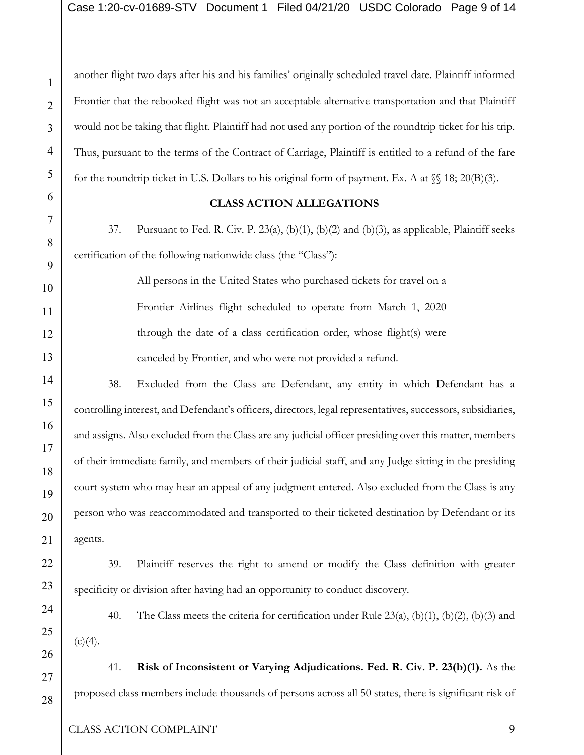another flight two days after his and his families' originally scheduled travel date. Plaintiff informed Frontier that the rebooked flight was not an acceptable alternative transportation and that Plaintiff would not be taking that flight. Plaintiff had not used any portion of the roundtrip ticket for his trip. Thus, pursuant to the terms of the Contract of Carriage, Plaintiff is entitled to a refund of the fare for the roundtrip ticket in U.S. Dollars to his original form of payment. Ex. A at §§ 18; 20(B)(3).

## CLASS ACTION ALLEGATIONS

37. Pursuant to Fed. R. Civ. P. 23(a), (b)(1), (b)(2) and (b)(3), as applicable, Plaintiff seeks certification of the following nationwide class (the "Class"):

> All persons in the United States who purchased tickets for travel on a Frontier Airlines flight scheduled to operate from March 1, 2020 through the date of a class certification order, whose flight(s) were canceled by Frontier, and who were not provided a refund.

38. Excluded from the Class are Defendant, any entity in which Defendant has a controlling interest, and Defendant's officers, directors, legal representatives, successors, subsidiaries, and assigns. Also excluded from the Class are any judicial officer presiding over this matter, members of their immediate family, and members of their judicial staff, and any Judge sitting in the presiding court system who may hear an appeal of any judgment entered. Also excluded from the Class is any person who was reaccommodated and transported to their ticketed destination by Defendant or its agents.

39. Plaintiff reserves the right to amend or modify the Class definition with greater specificity or division after having had an opportunity to conduct discovery.

40. The Class meets the criteria for certification under Rule 23(a), (b)(1), (b)(2), (b)(3) and (c)(4).

41. **Risk of Inconsistent or Varying Adjudications. Fed. R. Civ. P. 23(b)(1).** As the proposed class members include thousands of persons across all 50 states, there is significant risk of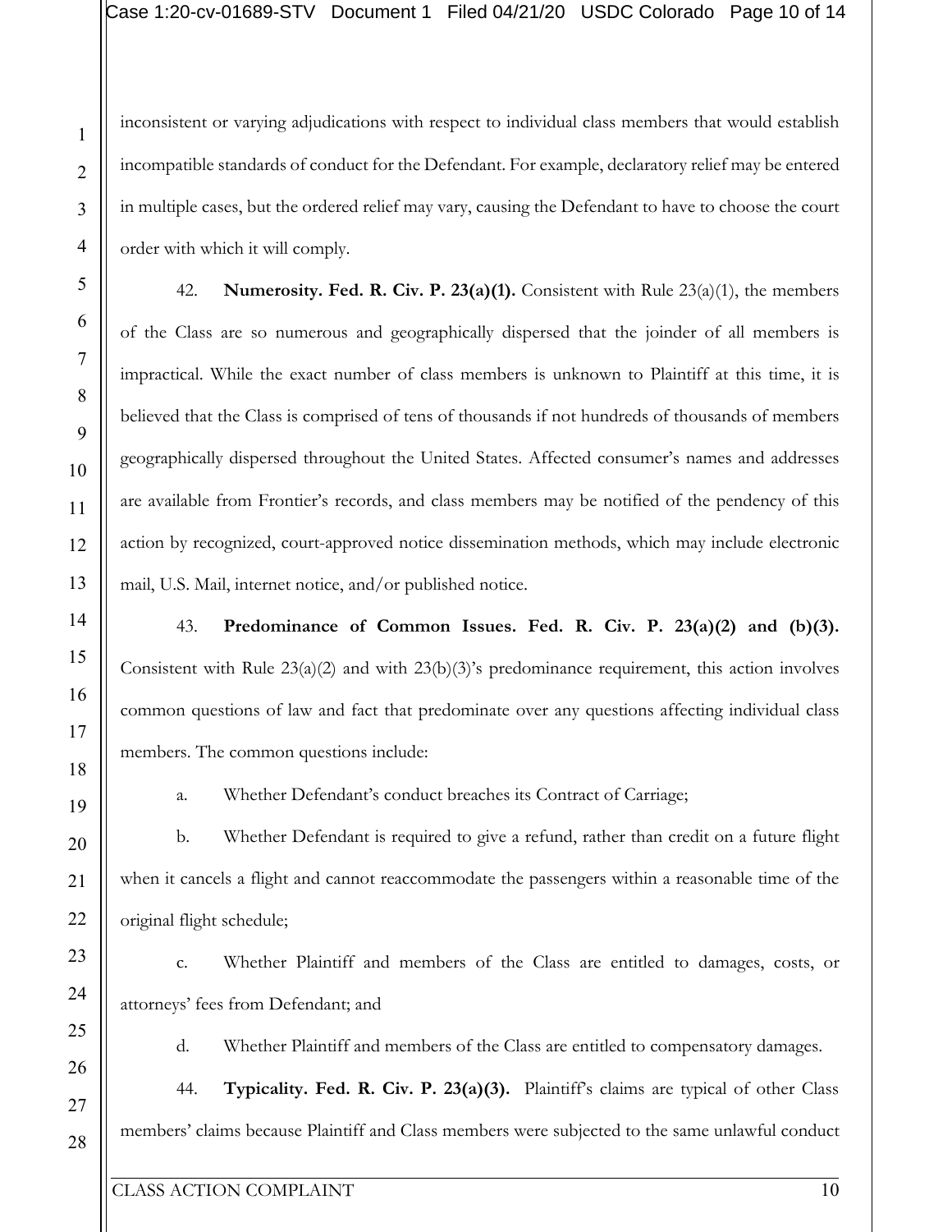inconsistent or varying adjudications with respect to individual class members that would establish incompatible standards of conduct for the Defendant. For example, declaratory relief may be entered in multiple cases, but the ordered relief may vary, causing the Defendant to have to choose the court order with which it will comply.

42. **Numerosity. Fed. R. Civ. P. 23(a)(1).** Consistent with Rule 23(a)(1), the members of the Class are so numerous and geographically dispersed that the joinder of all members is impractical. While the exact number of class members is unknown to Plaintiff at this time, it is believed that the Class is comprised of tens of thousands if not hundreds of thousands of members geographically dispersed throughout the United States. Affected consumer's names and addresses are available from Frontier's records, and class members may be notified of the pendency of this action by recognized, court-approved notice dissemination methods, which may include electronic mail, U.S. Mail, internet notice, and/or published notice.

43. **Predominance of Common Issues. Fed. R. Civ. P. 23(a)(2) and (b)(3).** Consistent with Rule 23(a)(2) and with 23(b)(3)'s predominance requirement, this action involves common questions of law and fact that predominate over any questions affecting individual class members. The common questions include:

a. Whether Defendant's conduct breaches its Contract of Carriage;

b. Whether Defendant is required to give a refund, rather than credit on a future flight when it cancels a flight and cannot reaccommodate the passengers within a reasonable time of the original flight schedule;

c. Whether Plaintiff and members of the Class are entitled to damages, costs, or attorneys' fees from Defendant; and

d. Whether Plaintiff and members of the Class are entitled to compensatory damages.

44. **Typicality. Fed. R. Civ. P. 23(a)(3).** Plaintiff's claims are typical of other Class members' claims because Plaintiff and Class members were subjected to the same unlawful conduct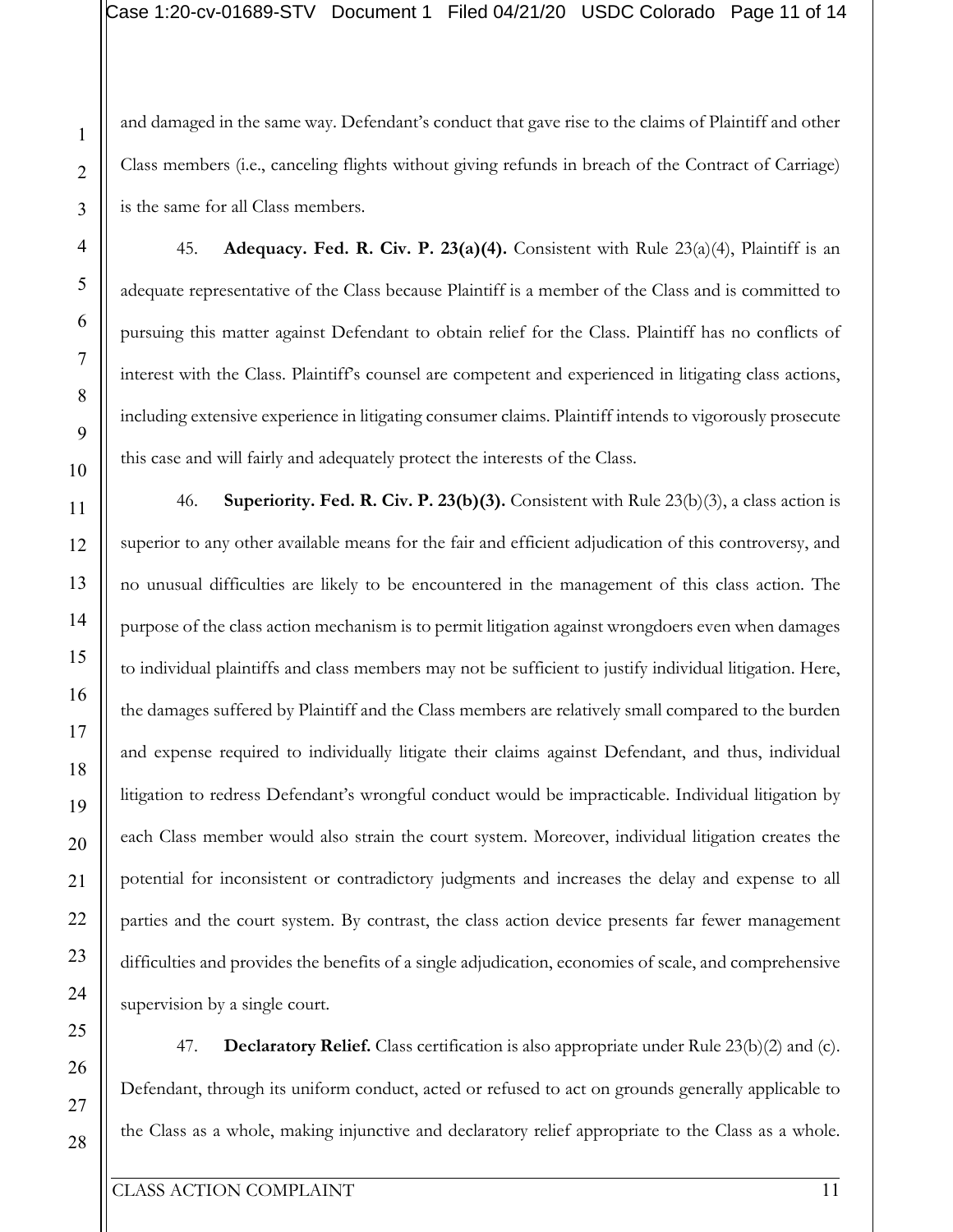and damaged in the same way. Defendant's conduct that gave rise to the claims of Plaintiff and other Class members (i.e., canceling flights without giving refunds in breach of the Contract of Carriage) is the same for all Class members.

45. **Adequacy. Fed. R. Civ. P. 23(a)(4).** Consistent with Rule 23(a)(4), Plaintiff is an adequate representative of the Class because Plaintiff is a member of the Class and is committed to pursuing this matter against Defendant to obtain relief for the Class. Plaintiff has no conflicts of interest with the Class. Plaintiff's counsel are competent and experienced in litigating class actions, including extensive experience in litigating consumer claims. Plaintiff intends to vigorously prosecute this case and will fairly and adequately protect the interests of the Class.

46. **Superiority. Fed. R. Civ. P. 23(b)(3).** Consistent with Rule 23(b)(3), a class action is superior to any other available means for the fair and efficient adjudication of this controversy, and no unusual difficulties are likely to be encountered in the management of this class action. The purpose of the class action mechanism is to permit litigation against wrongdoers even when damages to individual plaintiffs and class members may not be sufficient to justify individual litigation. Here, the damages suffered by Plaintiff and the Class members are relatively small compared to the burden and expense required to individually litigate their claims against Defendant, and thus, individual litigation to redress Defendant's wrongful conduct would be impracticable. Individual litigation by each Class member would also strain the court system. Moreover, individual litigation creates the potential for inconsistent or contradictory judgments and increases the delay and expense to all parties and the court system. By contrast, the class action device presents far fewer management difficulties and provides the benefits of a single adjudication, economies of scale, and comprehensive supervision by a single court.

47. **Declaratory Relief.** Class certification is also appropriate under Rule 23(b)(2) and (c). Defendant, through its uniform conduct, acted or refused to act on grounds generally applicable to the Class as a whole, making injunctive and declaratory relief appropriate to the Class as a whole.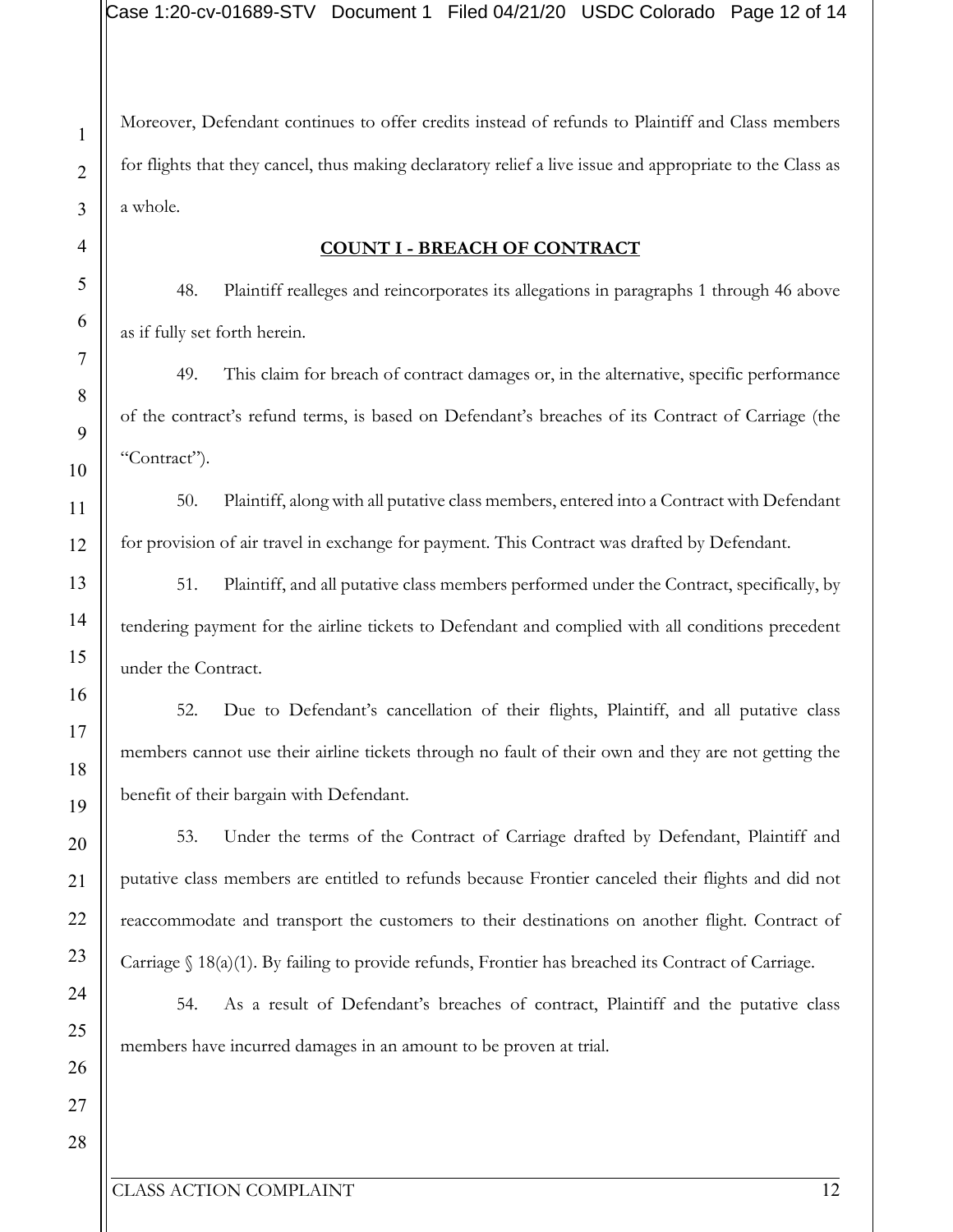Moreover, Defendant continues to offer credits instead of refunds to Plaintiff and Class members for flights that they cancel, thus making declaratory relief a live issue and appropriate to the Class as a whole.

**COUNT I - BREACH OF CONTRACT**

48. Plaintiff realleges and reincorporates its allegations in paragraphs 1 through 46 above as if fully set forth herein.

49. This claim for breach of contract damages or, in the alternative, specific performance of the contract's refund terms, is based on Defendant's breaches of its Contract of Carriage (the "Contract").

50. Plaintiff, along with all putative class members, entered into a Contract with Defendant for provision of air travel in exchange for payment. This Contract was drafted by Defendant.

51. Plaintiff, and all putative class members performed under the Contract, specifically, by tendering payment for the airline tickets to Defendant and complied with all conditions precedent under the Contract.

52. Due to Defendant's cancellation of their flights, Plaintiff, and all putative class members cannot use their airline tickets through no fault of their own and they are not getting the benefit of their bargain with Defendant.

53. Under the terms of the Contract of Carriage drafted by Defendant, Plaintiff and putative class members are entitled to refunds because Frontier canceled their flights and did not reaccommodate and transport the customers to their destinations on another flight. Contract of Carriage § 18(a)(1). By failing to provide refunds, Frontier has breached its Contract of Carriage.

54. As a result of Defendant's breaches of contract, Plaintiff and the putative class members have incurred damages in an amount to be proven at trial.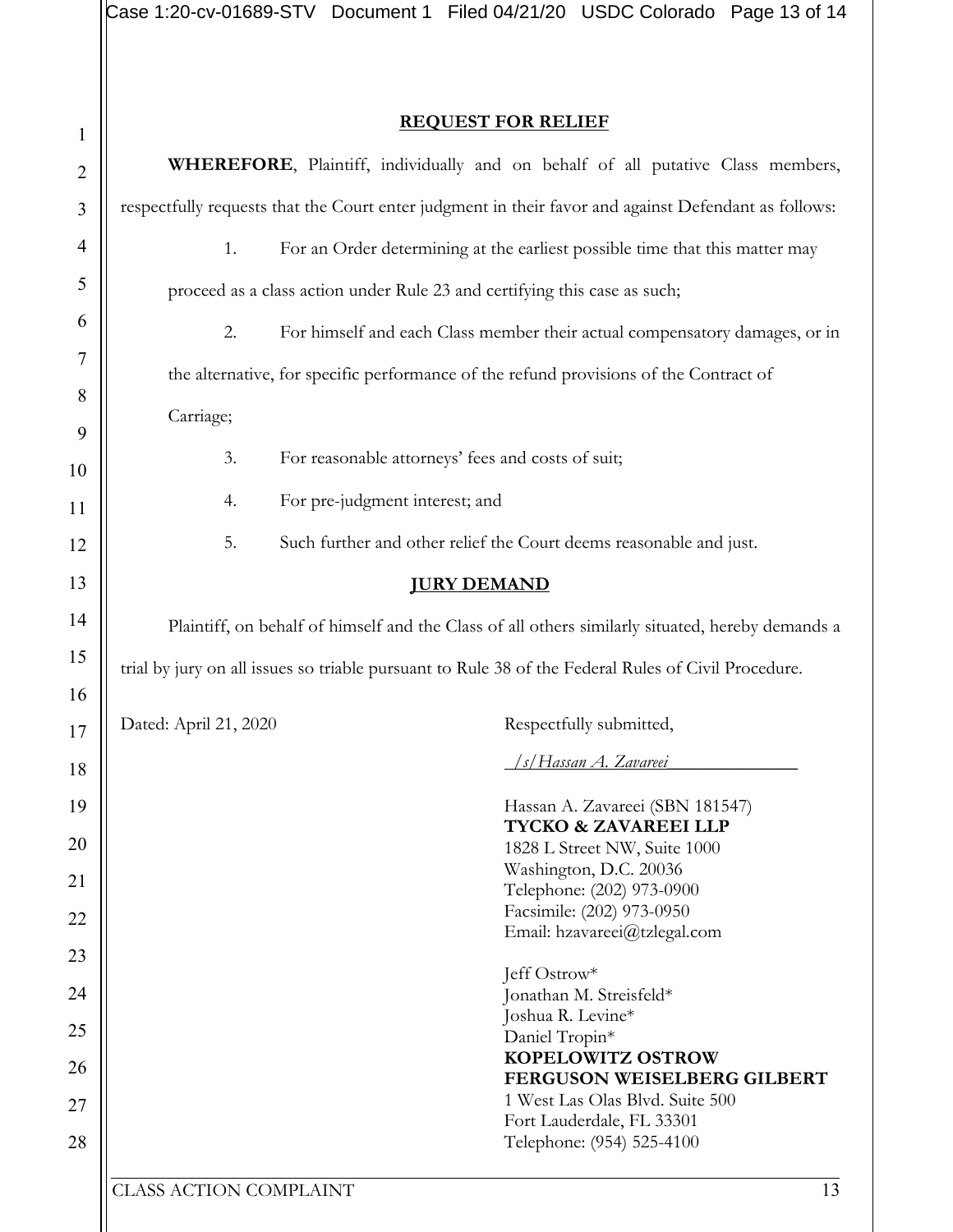## REQUEST FOR RELIEF

**WHEREFORE**, Plaintiff, individually and on behalf of all putative Class members, respectfully requests that the Court enter judgment in their favor and against Defendant as follows:

1. For an Order determining at the earliest possible time that this matter may proceed as a class action under Rule 23 and certifying this case as such;

2. For himself and each Class member their actual compensatory damages, or in the alternative, for specific performance of the refund provisions of the Contract of Carriage;

3. For reasonable attorneys' fees and costs of suit;

4. For pre-judgment interest; and

5. Such further and other relief the Court deems reasonable and just.

## JURY DEMAND

Plaintiff, on behalf of himself and the Class of all others similarly situated, hereby demands a trial by jury on all issues so triable pursuant to Rule 38 of the Federal Rules of Civil Procedure.

Dated: April 21, 2020

Respectfully submitted,

*/s/Hassan A. Zavareei*

Hassan A. Zavareei (SBN 181547)
**TYCKO & ZAVAREEI LLP**
1828 L Street NW, Suite 1000
Washington, D.C. 20036
Telephone: (202) 973-0900
Facsimile: (202) 973-0950
Email: hzavareei@tzlegal.com

Jeff Ostrow*
Jonathan M. Streisfeld*
Joshua R. Levine*
Daniel Tropin*
**KOPELOWITZ OSTROW FERGUSON WEISELBERG GILBERT**
1 West Las Olas Blvd. Suite 500
Fort Lauderdale, FL 33301
Telephone: (954) 525-4100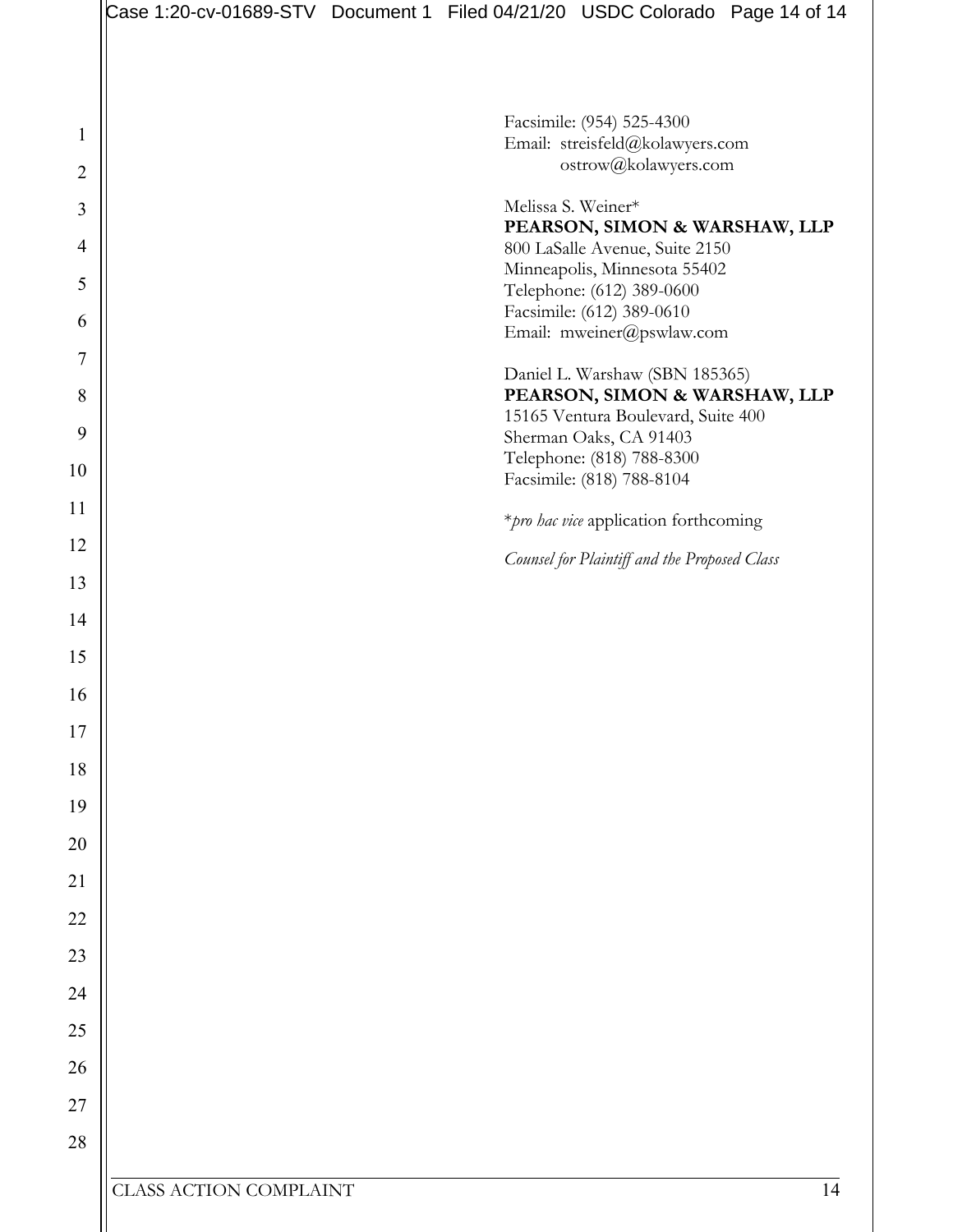Facsimile: (954) 525-4300
Email: streisfeld@kolawyers.com
ostrow@kolawyers.com

Melissa S. Weiner*
**PEARSON, SIMON & WARSHAW, LLP**
800 LaSalle Avenue, Suite 2150
Minneapolis, Minnesota 55402
Telephone: (612) 389-0600
Facsimile: (612) 389-0610
Email: mweiner@pswlaw.com

Daniel L. Warshaw (SBN 185365)
**PEARSON, SIMON & WARSHAW, LLP**
15165 Ventura Boulevard, Suite 400
Sherman Oaks, CA 91403
Telephone: (818) 788-8300
Facsimile: (818) 788-8104

**pro hac vice* application forthcoming

*Counsel for Plaintiff and the Proposed Class*